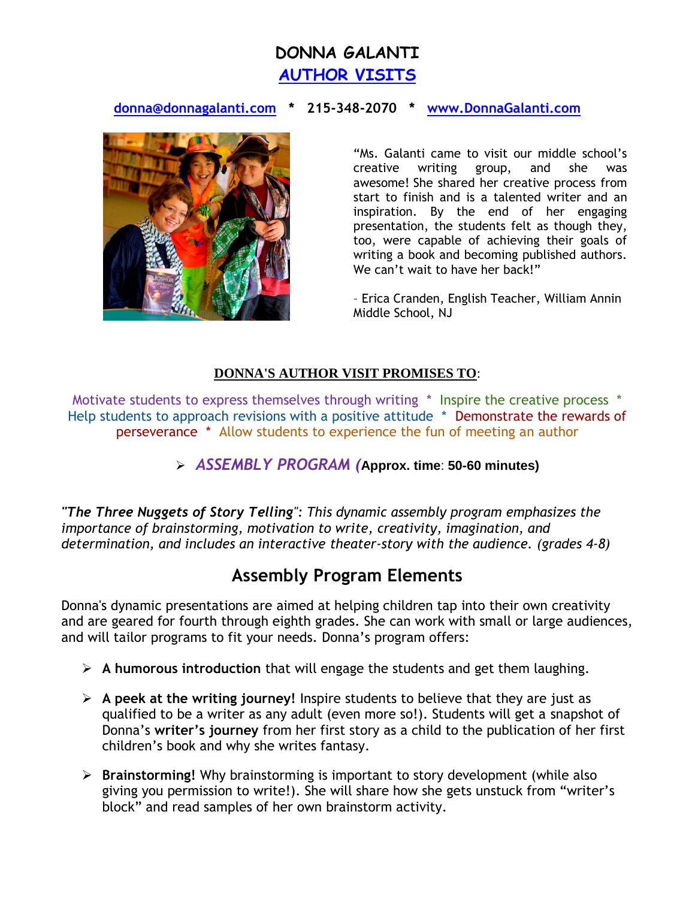# DONNA GALANTI

## AUTHOR VISITS

donna@donnagalanti.com * 215-348-2070 * www.DonnaGalanti.com

"Ms. Galanti came to visit our middle school's creative writing group, and she was awesome! She shared her creative process from start to finish and is a talented writer and an inspiration. By the end of her engaging presentation, the students felt as though they, too, were capable of achieving their goals of writing a book and becoming published authors. We can't wait to have her back!"

– Erica Cranden, English Teacher, William Annin Middle School, NJ

**DONNA'S AUTHOR VISIT PROMISES TO**:

Motivate students to express themselves through writing * Inspire the creative process * Help students to approach revisions with a positive attitude * Demonstrate the rewards of perseverance * Allow students to experience the fun of meeting an author

- ***ASSEMBLY PROGRAM*** (**Approx. time**: **50-60 minutes)**

*"**The Three Nuggets of Story Telling**": This dynamic assembly program emphasizes the importance of brainstorming, motivation to write, creativity, imagination, and determination, and includes an interactive theater-story with the audience. (grades 4-8)*

## Assembly Program Elements

Donna's dynamic presentations are aimed at helping children tap into their own creativity and are geared for fourth through eighth grades. She can work with small or large audiences, and will tailor programs to fit your needs. Donna's program offers:

- **A humorous introduction** that will engage the students and get them laughing.
- **A peek at the writing journey!** Inspire students to believe that they are just as qualified to be a writer as any adult (even more so!). Students will get a snapshot of Donna's **writer's journey** from her first story as a child to the publication of her first children's book and why she writes fantasy.
- **Brainstorming!** Why brainstorming is important to story development (while also giving you permission to write!). She will share how she gets unstuck from "writer's block" and read samples of her own brainstorm activity.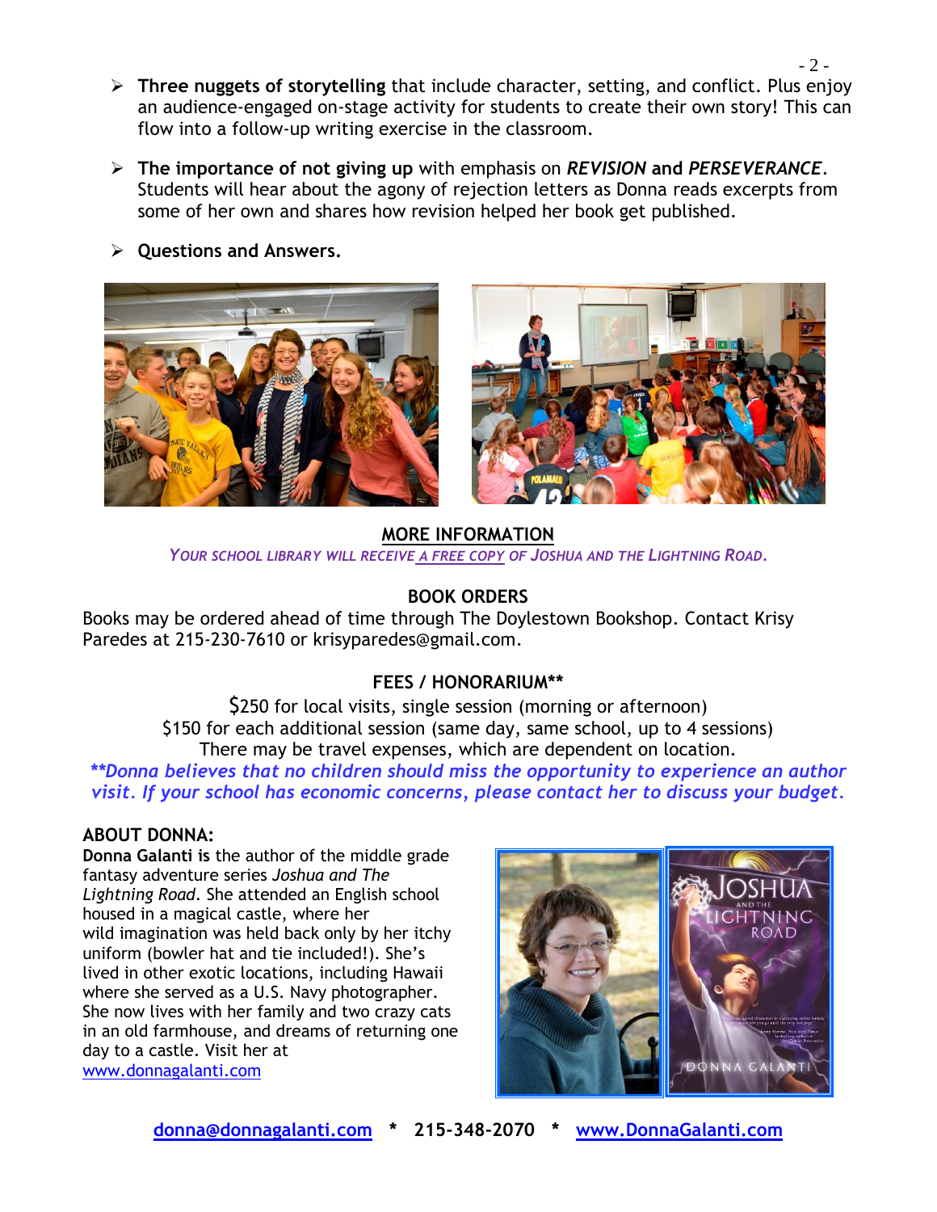- **Three nuggets of storytelling** that include character, setting, and conflict. Plus enjoy an audience-engaged on-stage activity for students to create their own story! This can flow into a follow-up writing exercise in the classroom.

- **The importance of not giving up** with emphasis on ***REVISION*** **and** ***PERSEVERANCE***. Students will hear about the agony of rejection letters as Donna reads excerpts from some of her own and shares how revision helped her book get published.

- **Questions and Answers.**

## MORE INFORMATION

*YOUR SCHOOL LIBRARY WILL RECEIVE A FREE COPY OF JOSHUA AND THE LIGHTNING ROAD.*

## BOOK ORDERS

Books may be ordered ahead of time through The Doylestown Bookshop. Contact Krisy Paredes at 215-230-7610 or krisyparedes@gmail.com.

## FEES / HONORARIUM**

$250 for local visits, single session (morning or afternoon)
$150 for each additional session (same day, same school, up to 4 sessions)
There may be travel expenses, which are dependent on location.

***Donna believes that no children should miss the opportunity to experience an author visit. If your school has economic concerns, please contact her to discuss your budget.*

## ABOUT DONNA:

**Donna Galanti is** the author of the middle grade fantasy adventure series *Joshua and The Lightning Road*. She attended an English school housed in a magical castle, where her wild imagination was held back only by her itchy uniform (bowler hat and tie included!). She's lived in other exotic locations, including Hawaii where she served as a U.S. Navy photographer. She now lives with her family and two crazy cats in an old farmhouse, and dreams of returning one day to a castle. Visit her at www.donnagalanti.com

**donna@donnagalanti.com * 215-348-2070 * www.DonnaGalanti.com**